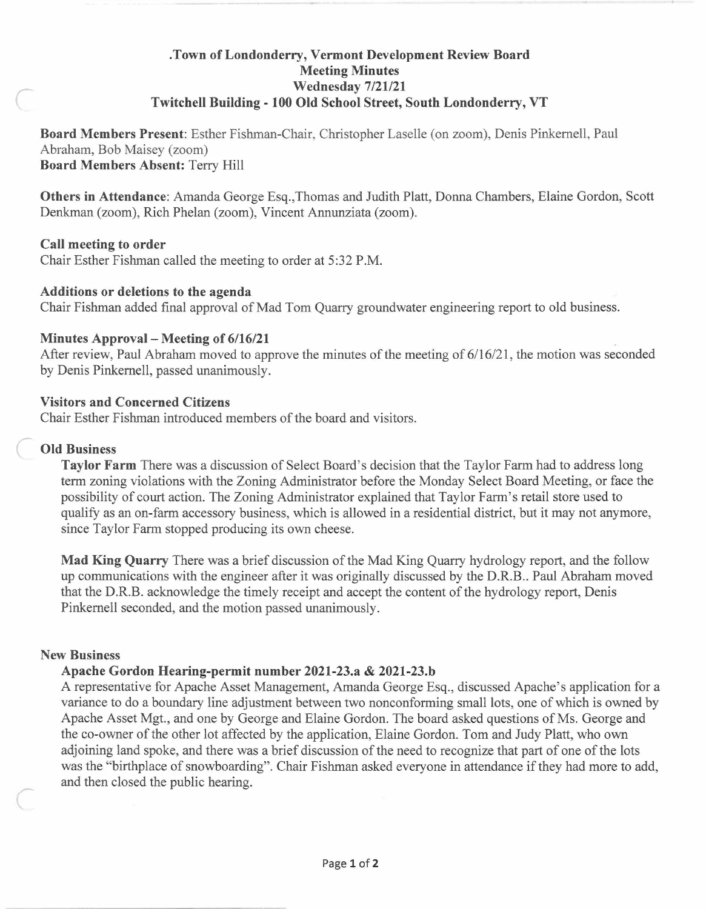# .Town of Londonderry, Vermont Development Review Board
## Meeting Minutes
## Wednesday 7/21/21
## Twitchell Building - 100 Old School Street, South Londonderry, VT

**Board Members Present**: Esther Fishman-Chair, Christopher Laselle (on zoom), Denis Pinkernell, Paul Abraham, Bob Maisey (zoom)
**Board Members Absent:** Terry Hill

**Others in Attendance**: Amanda George Esq.,Thomas and Judith Platt, Donna Chambers, Elaine Gordon, Scott Denkman (zoom), Rich Phelan (zoom), Vincent Annunziata (zoom).

### Call meeting to order

Chair Esther Fishman called the meeting to order at 5:32 P.M.

### Additions or deletions to the agenda

Chair Fishman added final approval of Mad Tom Quarry groundwater engineering report to old business.

### Minutes Approval – Meeting of 6/16/21

After review, Paul Abraham moved to approve the minutes of the meeting of 6/16/21, the motion was seconded by Denis Pinkernell, passed unanimously.

### Visitors and Concerned Citizens

Chair Esther Fishman introduced members of the board and visitors.

### Old Business

**Taylor Farm** There was a discussion of Select Board's decision that the Taylor Farm had to address long term zoning violations with the Zoning Administrator before the Monday Select Board Meeting, or face the possibility of court action. The Zoning Administrator explained that Taylor Farm's retail store used to qualify as an on-farm accessory business, which is allowed in a residential district, but it may not anymore, since Taylor Farm stopped producing its own cheese.

**Mad King Quarry** There was a brief discussion of the Mad King Quarry hydrology report, and the follow up communications with the engineer after it was originally discussed by the D.R.B.. Paul Abraham moved that the D.R.B. acknowledge the timely receipt and accept the content of the hydrology report, Denis Pinkernell seconded, and the motion passed unanimously.

### New Business

**Apache Gordon Hearing-permit number 2021-23.a & 2021-23.b**

A representative for Apache Asset Management, Amanda George Esq., discussed Apache's application for a variance to do a boundary line adjustment between two nonconforming small lots, one of which is owned by Apache Asset Mgt., and one by George and Elaine Gordon. The board asked questions of Ms. George and the co-owner of the other lot affected by the application, Elaine Gordon. Tom and Judy Platt, who own adjoining land spoke, and there was a brief discussion of the need to recognize that part of one of the lots was the "birthplace of snowboarding". Chair Fishman asked everyone in attendance if they had more to add, and then closed the public hearing.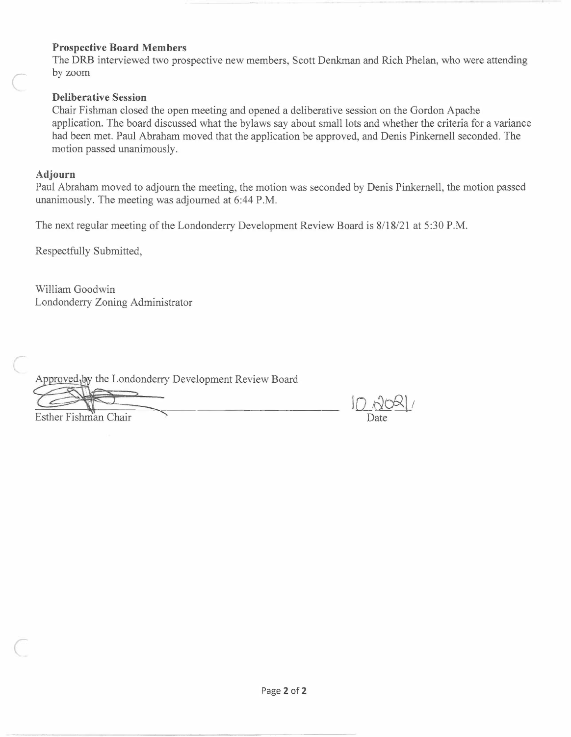### Prospective Board Members

The DRB interviewed two prospective new members, Scott Denkman and Rich Phelan, who were attending by zoom

### Deliberative Session

Chair Fishman closed the open meeting and opened a deliberative session on the Gordon Apache application. The board discussed what the bylaws say about small lots and whether the criteria for a variance had been met. Paul Abraham moved that the application be approved, and Denis Pinkernell seconded. The motion passed unanimously.

### Adjourn

Paul Abraham moved to adjourn the meeting, the motion was seconded by Denis Pinkernell, the motion passed unanimously. The meeting was adjourned at 6:44 P.M.

The next regular meeting of the Londonderry Development Review Board is 8/18/21 at 5:30 P.M.

Respectfully Submitted,

William Goodwin
Londonderry Zoning Administrator

Approved by the Londonderry Development Review Board

Esther Fishman Chair

10 2021
Date